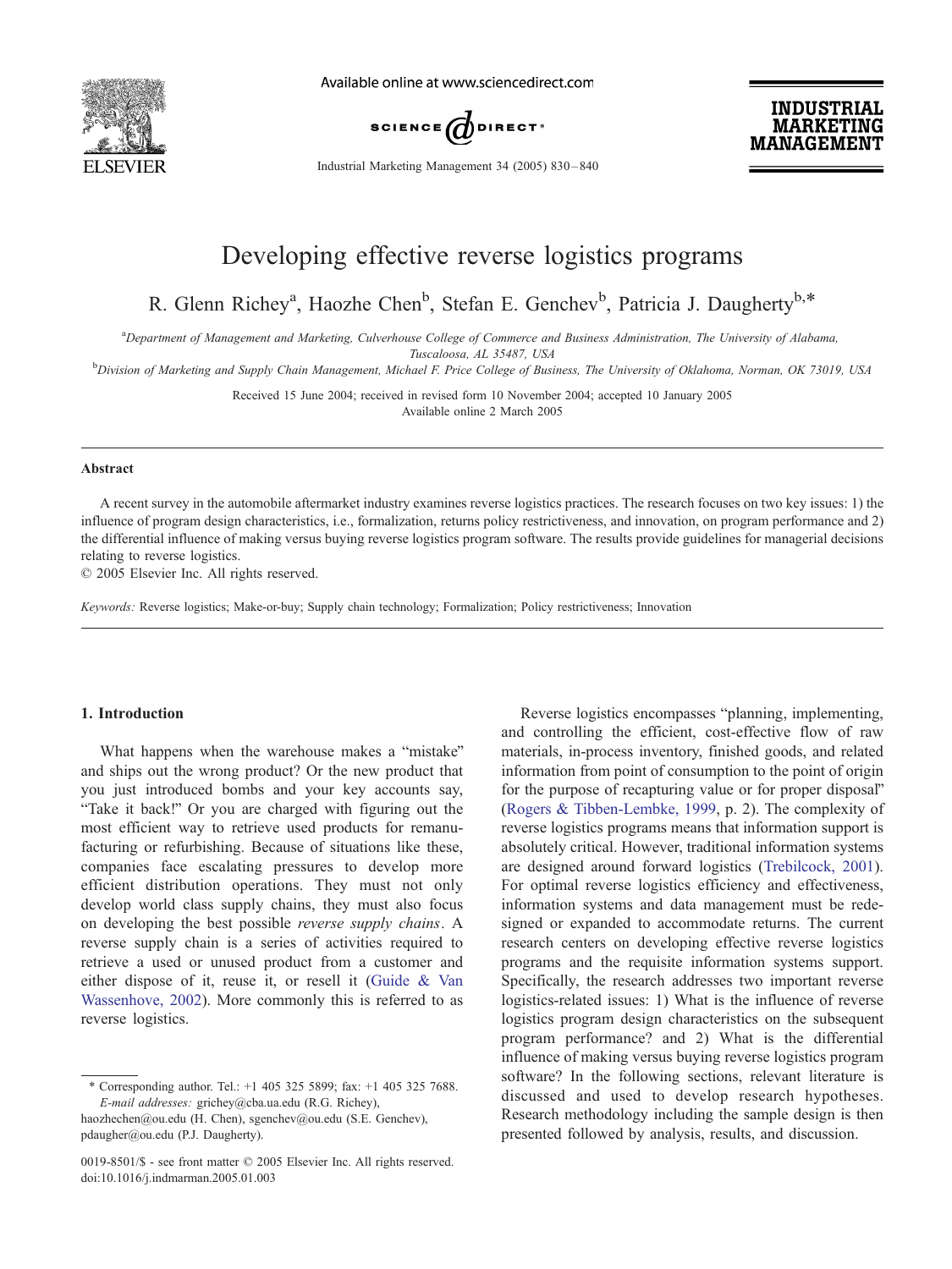# Developing effective reverse logistics programs

R. Glenn Richey[a], Haozhe Chen[b], Stefan E. Genchev[b], Patricia J. Daugherty[b,*]

[a]Department of Management and Marketing, Culverhouse College of Commerce and Business Administration, The University of Alabama, Tuscaloosa, AL 35487, USA

[b]Division of Marketing and Supply Chain Management, Michael F. Price College of Business, The University of Oklahoma, Norman, OK 73019, USA

Received 15 June 2004; received in revised form 10 November 2004; accepted 10 January 2005

Available online 2 March 2005

## Abstract

A recent survey in the automobile aftermarket industry examines reverse logistics practices. The research focuses on two key issues: 1) the influence of program design characteristics, i.e., formalization, returns policy restrictiveness, and innovation, on program performance and 2) the differential influence of making versus buying reverse logistics program software. The results provide guidelines for managerial decisions relating to reverse logistics.

© 2005 Elsevier Inc. All rights reserved.

*Keywords:* Reverse logistics; Make-or-buy; Supply chain technology; Formalization; Policy restrictiveness; Innovation

## 1. Introduction

What happens when the warehouse makes a "mistake" and ships out the wrong product? Or the new product that you just introduced bombs and your key accounts say, "Take it back!" Or you are charged with figuring out the most efficient way to retrieve used products for remanufacturing or refurbishing. Because of situations like these, companies face escalating pressures to develop more efficient distribution operations. They must not only develop world class supply chains, they must also focus on developing the best possible *reverse supply chains*. A reverse supply chain is a series of activities required to retrieve a used or unused product from a customer and either dispose of it, reuse it, or resell it (Guide & Van Wassenhove, 2002). More commonly this is referred to as reverse logistics.

Reverse logistics encompasses "planning, implementing, and controlling the efficient, cost-effective flow of raw materials, in-process inventory, finished goods, and related information from point of consumption to the point of origin for the purpose of recapturing value or for proper disposal" (Rogers & Tibben-Lembke, 1999, p. 2). The complexity of reverse logistics programs means that information support is absolutely critical. However, traditional information systems are designed around forward logistics (Trebilcock, 2001). For optimal reverse logistics efficiency and effectiveness, information systems and data management must be redesigned or expanded to accommodate returns. The current research centers on developing effective reverse logistics programs and the requisite information systems support. Specifically, the research addresses two important reverse logistics-related issues: 1) What is the influence of reverse logistics program design characteristics on the subsequent program performance? and 2) What is the differential influence of making versus buying reverse logistics program software? In the following sections, relevant literature is discussed and used to develop research hypotheses. Research methodology including the sample design is then presented followed by analysis, results, and discussion.

* Corresponding author. Tel.: +1 405 325 5899; fax: +1 405 325 7688.
*E-mail addresses:* grichey@cba.ua.edu (R.G. Richey), haozhechen@ou.edu (H. Chen), sgenchev@ou.edu (S.E. Genchev), pdaugher@ou.edu (P.J. Daugherty).

0019-8501/$ - see front matter © 2005 Elsevier Inc. All rights reserved.
doi:10.1016/j.indmarman.2005.01.003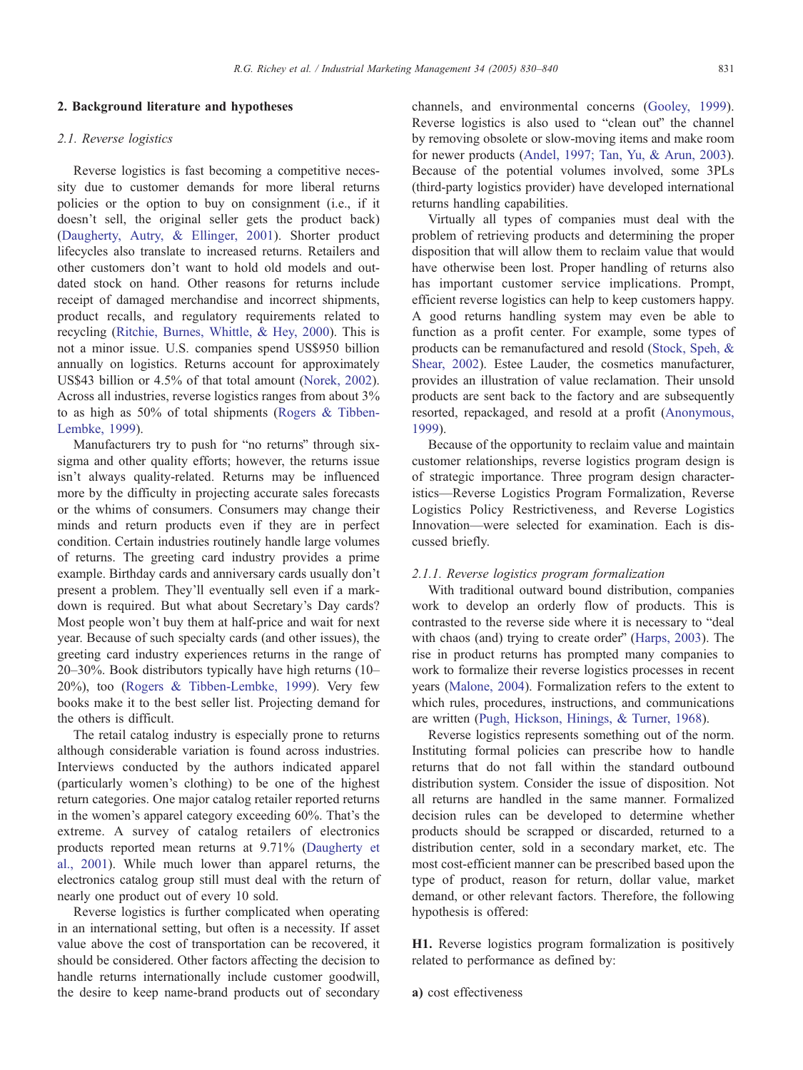## 2. Background literature and hypotheses

### 2.1. Reverse logistics

Reverse logistics is fast becoming a competitive necessity due to customer demands for more liberal returns policies or the option to buy on consignment (i.e., if it doesn't sell, the original seller gets the product back) (Daugherty, Autry, & Ellinger, 2001). Shorter product lifecycles also translate to increased returns. Retailers and other customers don't want to hold old models and outdated stock on hand. Other reasons for returns include receipt of damaged merchandise and incorrect shipments, product recalls, and regulatory requirements related to recycling (Ritchie, Burnes, Whittle, & Hey, 2000). This is not a minor issue. U.S. companies spend US$950 billion annually on logistics. Returns account for approximately US$43 billion or 4.5% of that total amount (Norek, 2002). Across all industries, reverse logistics ranges from about 3% to as high as 50% of total shipments (Rogers & Tibben-Lembke, 1999).

Manufacturers try to push for "no returns" through six-sigma and other quality efforts; however, the returns issue isn't always quality-related. Returns may be influenced more by the difficulty in projecting accurate sales forecasts or the whims of consumers. Consumers may change their minds and return products even if they are in perfect condition. Certain industries routinely handle large volumes of returns. The greeting card industry provides a prime example. Birthday cards and anniversary cards usually don't present a problem. They'll eventually sell even if a markdown is required. But what about Secretary's Day cards? Most people won't buy them at half-price and wait for next year. Because of such specialty cards (and other issues), the greeting card industry experiences returns in the range of 20–30%. Book distributors typically have high returns (10–20%), too (Rogers & Tibben-Lembke, 1999). Very few books make it to the best seller list. Projecting demand for the others is difficult.

The retail catalog industry is especially prone to returns although considerable variation is found across industries. Interviews conducted by the authors indicated apparel (particularly women's clothing) to be one of the highest return categories. One major catalog retailer reported returns in the women's apparel category exceeding 60%. That's the extreme. A survey of catalog retailers of electronics products reported mean returns at 9.71% (Daugherty et al., 2001). While much lower than apparel returns, the electronics catalog group still must deal with the return of nearly one product out of every 10 sold.

Reverse logistics is further complicated when operating in an international setting, but often is a necessity. If asset value above the cost of transportation can be recovered, it should be considered. Other factors affecting the decision to handle returns internationally include customer goodwill, the desire to keep name-brand products out of secondary channels, and environmental concerns (Gooley, 1999). Reverse logistics is also used to "clean out" the channel by removing obsolete or slow-moving items and make room for newer products (Andel, 1997; Tan, Yu, & Arun, 2003). Because of the potential volumes involved, some 3PLs (third-party logistics provider) have developed international returns handling capabilities.

Virtually all types of companies must deal with the problem of retrieving products and determining the proper disposition that will allow them to reclaim value that would have otherwise been lost. Proper handling of returns also has important customer service implications. Prompt, efficient reverse logistics can help to keep customers happy. A good returns handling system may even be able to function as a profit center. For example, some types of products can be remanufactured and resold (Stock, Speh, & Shear, 2002). Estee Lauder, the cosmetics manufacturer, provides an illustration of value reclamation. Their unsold products are sent back to the factory and are subsequently resorted, repackaged, and resold at a profit (Anonymous, 1999).

Because of the opportunity to reclaim value and maintain customer relationships, reverse logistics program design is of strategic importance. Three program design characteristics—Reverse Logistics Program Formalization, Reverse Logistics Policy Restrictiveness, and Reverse Logistics Innovation—were selected for examination. Each is discussed briefly.

#### 2.1.1. Reverse logistics program formalization

With traditional outward bound distribution, companies work to develop an orderly flow of products. This is contrasted to the reverse side where it is necessary to "deal with chaos (and) trying to create order" (Harps, 2003). The rise in product returns has prompted many companies to work to formalize their reverse logistics processes in recent years (Malone, 2004). Formalization refers to the extent to which rules, procedures, instructions, and communications are written (Pugh, Hickson, Hinings, & Turner, 1968).

Reverse logistics represents something out of the norm. Instituting formal policies can prescribe how to handle returns that do not fall within the standard outbound distribution system. Consider the issue of disposition. Not all returns are handled in the same manner. Formalized decision rules can be developed to determine whether products should be scrapped or discarded, returned to a distribution center, sold in a secondary market, etc. The most cost-efficient manner can be prescribed based upon the type of product, reason for return, dollar value, market demand, or other relevant factors. Therefore, the following hypothesis is offered:

**H1.** Reverse logistics program formalization is positively related to performance as defined by:

**a)** cost effectiveness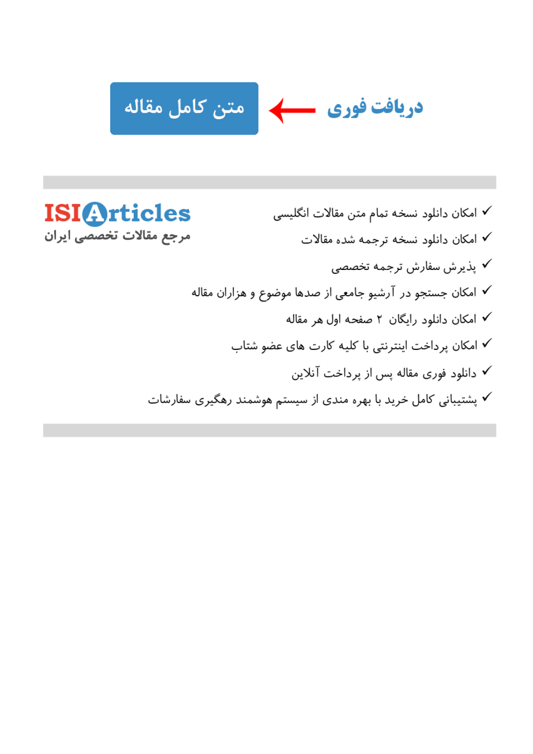دریافت فوری ← متن کامل مقاله

**ISIArticles**
مرجع مقالات تخصصی ایران

- ✓ امکان دانلود نسخه تمام متن مقالات انگلیسی
- ✓ امکان دانلود نسخه ترجمه شده مقالات
- ✓ پذیرش سفارش ترجمه تخصصی
- ✓ امکان جستجو در آرشیو جامعی از صدها موضوع و هزاران مقاله
- ✓ امکان دانلود رایگان ۲ صفحه اول هر مقاله
- ✓ امکان پرداخت اینترنتی با کلیه کارت های عضو شتاب
- ✓ دانلود فوری مقاله پس از پرداخت آنلاین
- ✓ پشتیبانی کامل خرید با بهره مندی از سیستم هوشمند رهگیری سفارشات